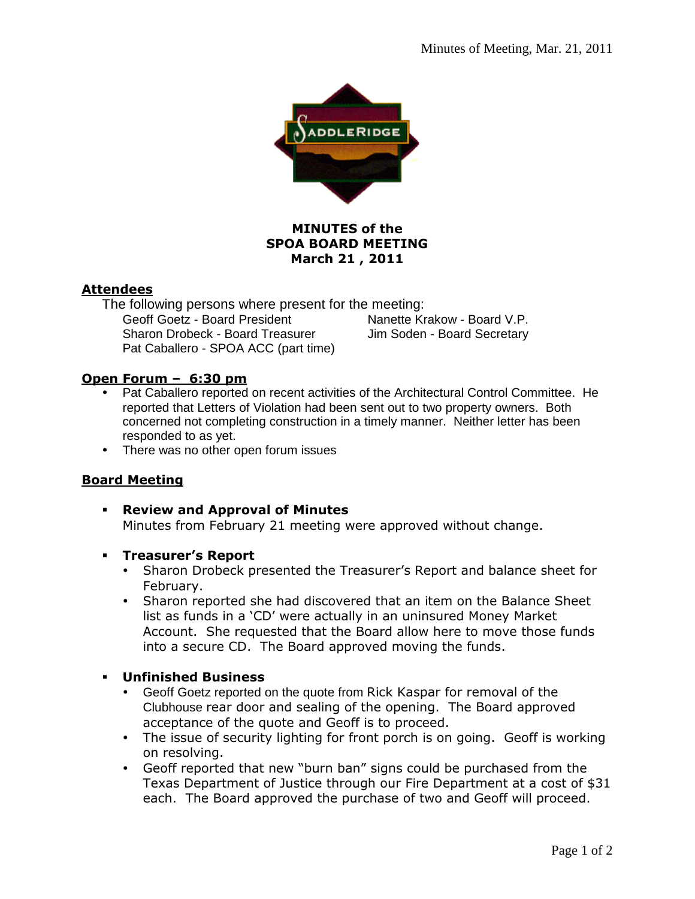# MINUTES of the SPOA BOARD MEETING March 21 , 2011

## Attendees

The following persons where present for the meeting:

- Geoff Goetz - Board President
- Nanette Krakow - Board V.P.
- Sharon Drobeck - Board Treasurer
- Jim Soden - Board Secretary
- Pat Caballero - SPOA ACC (part time)

## Open Forum – 6:30 pm

- Pat Caballero reported on recent activities of the Architectural Control Committee. He reported that Letters of Violation had been sent out to two property owners. Both concerned not completing construction in a timely manner. Neither letter has been responded to as yet.
- There was no other open forum issues

## Board Meeting

- **Review and Approval of Minutes**
  Minutes from February 21 meeting were approved without change.

- **Treasurer's Report**
  - Sharon Drobeck presented the Treasurer's Report and balance sheet for February.
  - Sharon reported she had discovered that an item on the Balance Sheet list as funds in a 'CD' were actually in an uninsured Money Market Account. She requested that the Board allow here to move those funds into a secure CD. The Board approved moving the funds.

- **Unfinished Business**
  - Geoff Goetz reported on the quote from Rick Kaspar for removal of the Clubhouse rear door and sealing of the opening. The Board approved acceptance of the quote and Geoff is to proceed.
  - The issue of security lighting for front porch is on going. Geoff is working on resolving.
  - Geoff reported that new "burn ban" signs could be purchased from the Texas Department of Justice through our Fire Department at a cost of $31 each. The Board approved the purchase of two and Geoff will proceed.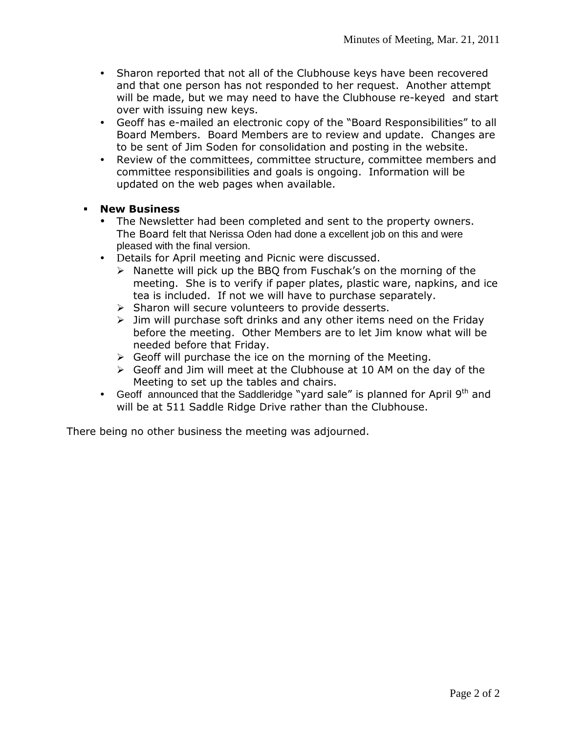- Sharon reported that not all of the Clubhouse keys have been recovered and that one person has not responded to her request. Another attempt will be made, but we may need to have the Clubhouse re-keyed and start over with issuing new keys.
- Geoff has e-mailed an electronic copy of the "Board Responsibilities" to all Board Members. Board Members are to review and update. Changes are to be sent of Jim Soden for consolidation and posting in the website.
- Review of the committees, committee structure, committee members and committee responsibilities and goals is ongoing. Information will be updated on the web pages when available.

- **New Business**
  - The Newsletter had been completed and sent to the property owners. The Board felt that Nerissa Oden had done a excellent job on this and were pleased with the final version.
  - Details for April meeting and Picnic were discussed.
    - Nanette will pick up the BBQ from Fuschak's on the morning of the meeting. She is to verify if paper plates, plastic ware, napkins, and ice tea is included. If not we will have to purchase separately.
    - Sharon will secure volunteers to provide desserts.
    - Jim will purchase soft drinks and any other items need on the Friday before the meeting. Other Members are to let Jim know what will be needed before that Friday.
    - Geoff will purchase the ice on the morning of the Meeting.
    - Geoff and Jim will meet at the Clubhouse at 10 AM on the day of the Meeting to set up the tables and chairs.
  - Geoff announced that the Saddleridge "yard sale" is planned for April 9th and will be at 511 Saddle Ridge Drive rather than the Clubhouse.

There being no other business the meeting was adjourned.